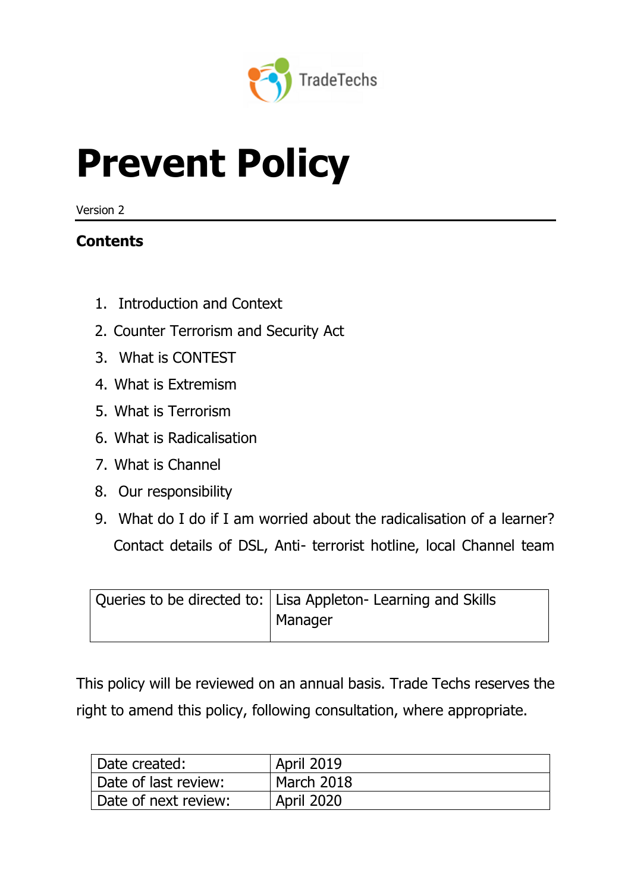TradeTechs

# Prevent Policy

Version 2

## Contents

1. Introduction and Context
2. Counter Terrorism and Security Act
3. What is CONTEST
4. What is Extremism
5. What is Terrorism
6. What is Radicalisation
7. What is Channel
8. Our responsibility
9. What do I do if I am worried about the radicalisation of a learner? Contact details of DSL, Anti- terrorist hotline, local Channel team

| Queries to be directed to: | Lisa Appleton- Learning and Skills Manager |
|---|---|

This policy will be reviewed on an annual basis. Trade Techs reserves the right to amend this policy, following consultation, where appropriate.

| Date created: | April 2019 |
|---|---|
| Date of last review: | March 2018 |
| Date of next review: | April 2020 |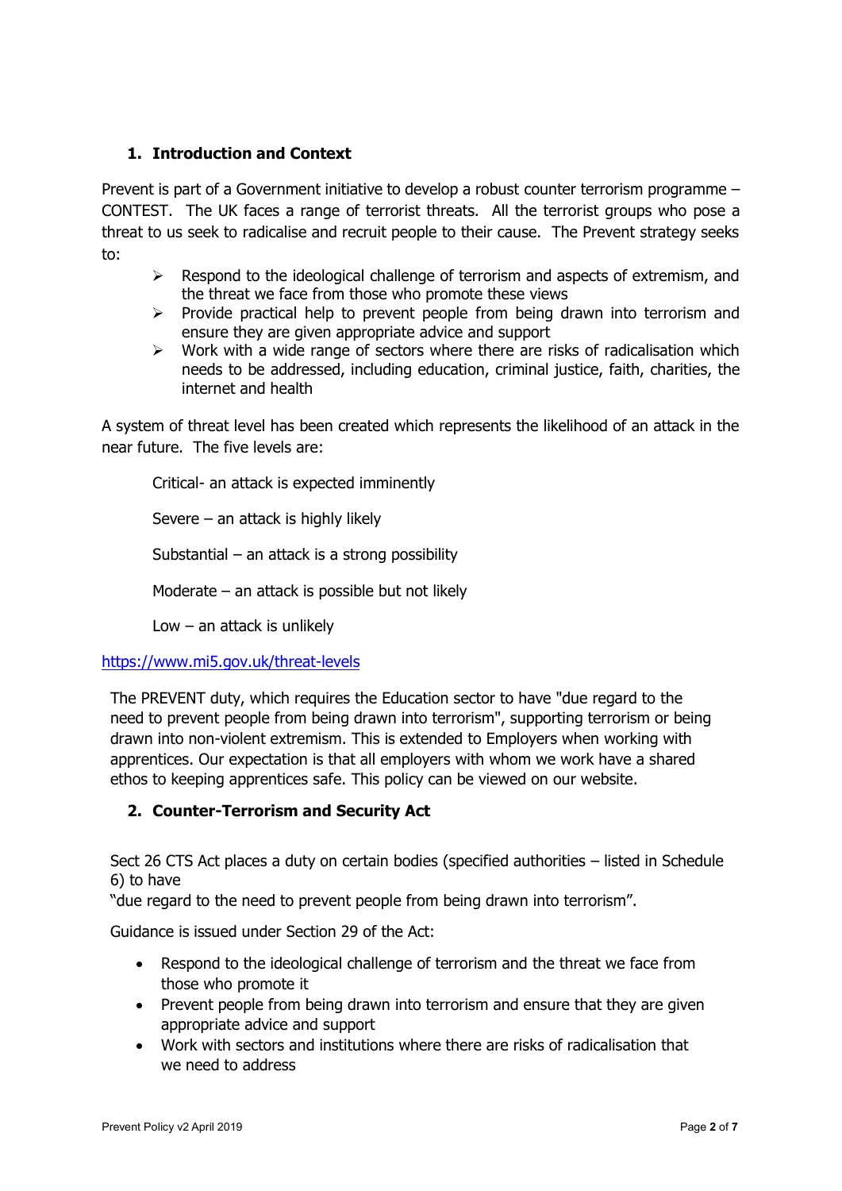## 1. Introduction and Context

Prevent is part of a Government initiative to develop a robust counter terrorism programme – CONTEST. The UK faces a range of terrorist threats. All the terrorist groups who pose a threat to us seek to radicalise and recruit people to their cause. The Prevent strategy seeks to:

- Respond to the ideological challenge of terrorism and aspects of extremism, and the threat we face from those who promote these views
- Provide practical help to prevent people from being drawn into terrorism and ensure they are given appropriate advice and support
- Work with a wide range of sectors where there are risks of radicalisation which needs to be addressed, including education, criminal justice, faith, charities, the internet and health

A system of threat level has been created which represents the likelihood of an attack in the near future. The five levels are:

Critical- an attack is expected imminently

Severe – an attack is highly likely

Substantial – an attack is a strong possibility

Moderate – an attack is possible but not likely

Low – an attack is unlikely

https://www.mi5.gov.uk/threat-levels

The PREVENT duty, which requires the Education sector to have "due regard to the need to prevent people from being drawn into terrorism", supporting terrorism or being drawn into non-violent extremism. This is extended to Employers when working with apprentices. Our expectation is that all employers with whom we work have a shared ethos to keeping apprentices safe. This policy can be viewed on our website.

## 2. Counter-Terrorism and Security Act

Sect 26 CTS Act places a duty on certain bodies (specified authorities – listed in Schedule 6) to have
"due regard to the need to prevent people from being drawn into terrorism".

Guidance is issued under Section 29 of the Act:

- Respond to the ideological challenge of terrorism and the threat we face from those who promote it
- Prevent people from being drawn into terrorism and ensure that they are given appropriate advice and support
- Work with sectors and institutions where there are risks of radicalisation that we need to address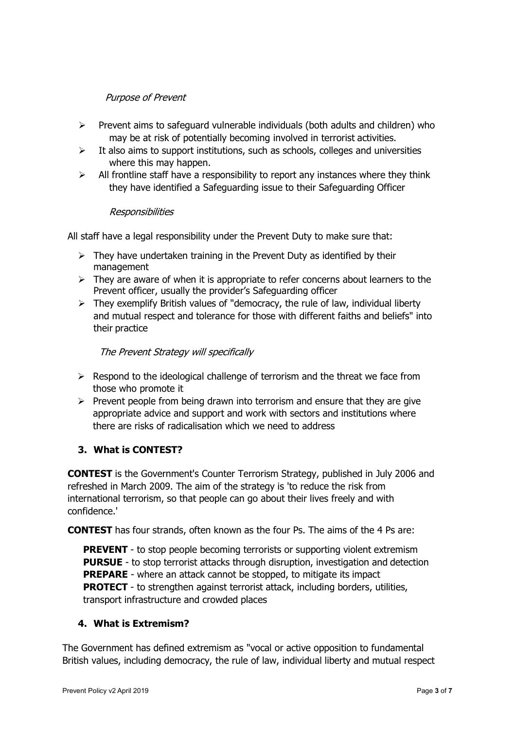*Purpose of Prevent*

- Prevent aims to safeguard vulnerable individuals (both adults and children) who may be at risk of potentially becoming involved in terrorist activities.
- It also aims to support institutions, such as schools, colleges and universities where this may happen.
- All frontline staff have a responsibility to report any instances where they think they have identified a Safeguarding issue to their Safeguarding Officer

*Responsibilities*

All staff have a legal responsibility under the Prevent Duty to make sure that:

- They have undertaken training in the Prevent Duty as identified by their management
- They are aware of when it is appropriate to refer concerns about learners to the Prevent officer, usually the provider's Safeguarding officer
- They exemplify British values of "democracy, the rule of law, individual liberty and mutual respect and tolerance for those with different faiths and beliefs" into their practice

*The Prevent Strategy will specifically*

- Respond to the ideological challenge of terrorism and the threat we face from those who promote it
- Prevent people from being drawn into terrorism and ensure that they are give appropriate advice and support and work with sectors and institutions where there are risks of radicalisation which we need to address

## 3. What is CONTEST?

**CONTEST** is the Government's Counter Terrorism Strategy, published in July 2006 and refreshed in March 2009. The aim of the strategy is 'to reduce the risk from international terrorism, so that people can go about their lives freely and with confidence.'

**CONTEST** has four strands, often known as the four Ps. The aims of the 4 Ps are:

**PREVENT** - to stop people becoming terrorists or supporting violent extremism
**PURSUE** - to stop terrorist attacks through disruption, investigation and detection
**PREPARE** - where an attack cannot be stopped, to mitigate its impact
**PROTECT** - to strengthen against terrorist attack, including borders, utilities, transport infrastructure and crowded places

## 4. What is Extremism?

The Government has defined extremism as "vocal or active opposition to fundamental British values, including democracy, the rule of law, individual liberty and mutual respect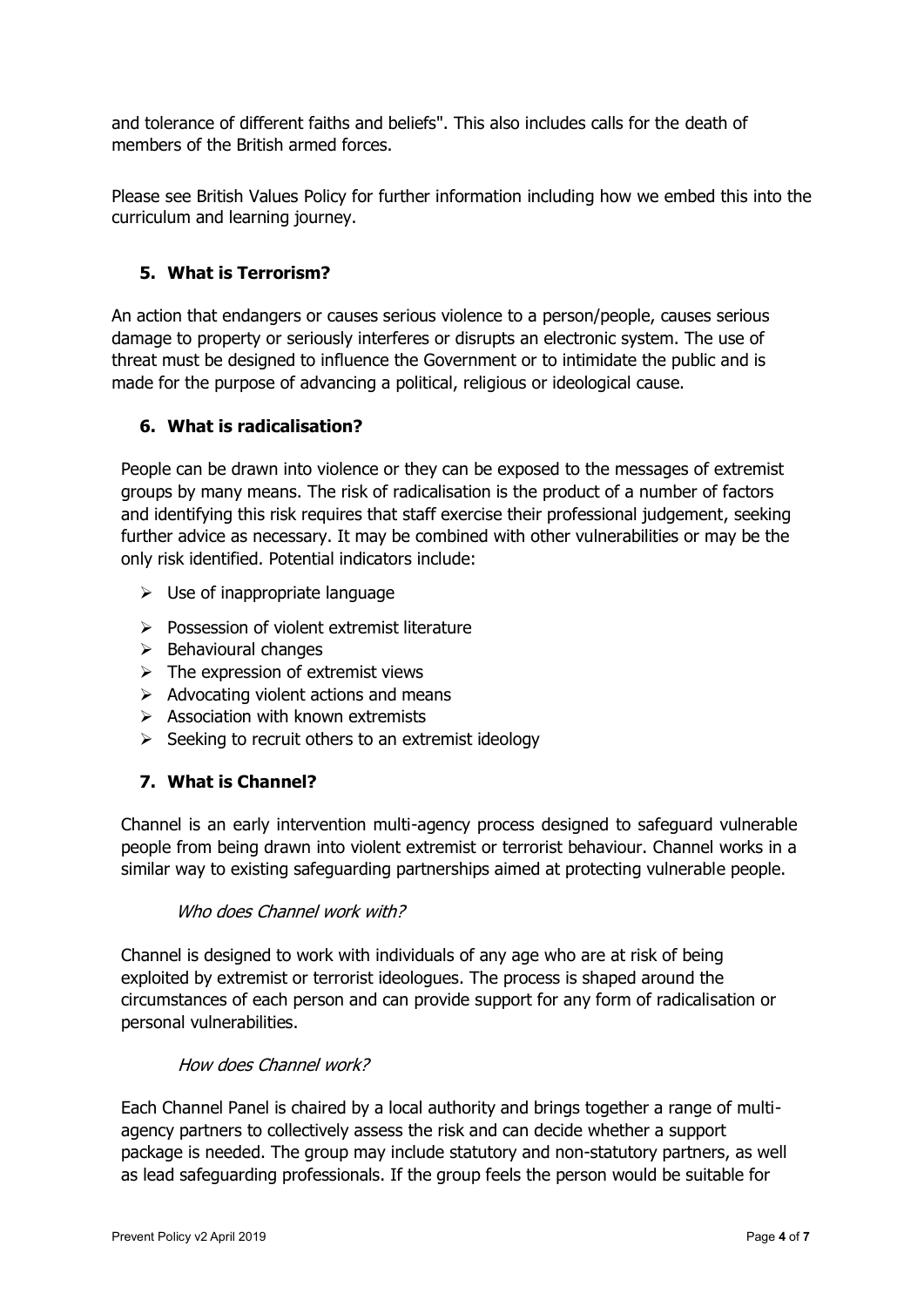and tolerance of different faiths and beliefs". This also includes calls for the death of members of the British armed forces.

Please see British Values Policy for further information including how we embed this into the curriculum and learning journey.

## 5. What is Terrorism?

An action that endangers or causes serious violence to a person/people, causes serious damage to property or seriously interferes or disrupts an electronic system. The use of threat must be designed to influence the Government or to intimidate the public and is made for the purpose of advancing a political, religious or ideological cause.

## 6. What is radicalisation?

People can be drawn into violence or they can be exposed to the messages of extremist groups by many means. The risk of radicalisation is the product of a number of factors and identifying this risk requires that staff exercise their professional judgement, seeking further advice as necessary. It may be combined with other vulnerabilities or may be the only risk identified. Potential indicators include:

- Use of inappropriate language
- Possession of violent extremist literature
- Behavioural changes
- The expression of extremist views
- Advocating violent actions and means
- Association with known extremists
- Seeking to recruit others to an extremist ideology

## 7. What is Channel?

Channel is an early intervention multi-agency process designed to safeguard vulnerable people from being drawn into violent extremist or terrorist behaviour. Channel works in a similar way to existing safeguarding partnerships aimed at protecting vulnerable people.

*Who does Channel work with?*

Channel is designed to work with individuals of any age who are at risk of being exploited by extremist or terrorist ideologues. The process is shaped around the circumstances of each person and can provide support for any form of radicalisation or personal vulnerabilities.

*How does Channel work?*

Each Channel Panel is chaired by a local authority and brings together a range of multi-agency partners to collectively assess the risk and can decide whether a support package is needed. The group may include statutory and non-statutory partners, as well as lead safeguarding professionals. If the group feels the person would be suitable for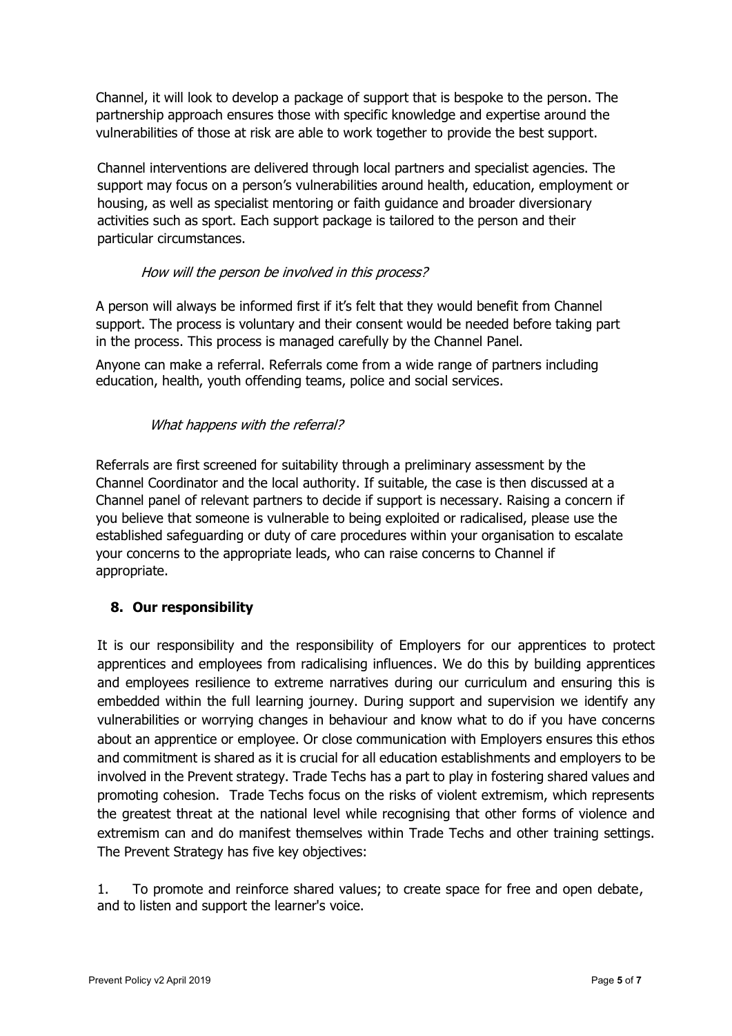Channel, it will look to develop a package of support that is bespoke to the person. The partnership approach ensures those with specific knowledge and expertise around the vulnerabilities of those at risk are able to work together to provide the best support.

Channel interventions are delivered through local partners and specialist agencies. The support may focus on a person's vulnerabilities around health, education, employment or housing, as well as specialist mentoring or faith guidance and broader diversionary activities such as sport. Each support package is tailored to the person and their particular circumstances.

*How will the person be involved in this process?*

A person will always be informed first if it's felt that they would benefit from Channel support. The process is voluntary and their consent would be needed before taking part in the process. This process is managed carefully by the Channel Panel.

Anyone can make a referral. Referrals come from a wide range of partners including education, health, youth offending teams, police and social services.

*What happens with the referral?*

Referrals are first screened for suitability through a preliminary assessment by the Channel Coordinator and the local authority. If suitable, the case is then discussed at a Channel panel of relevant partners to decide if support is necessary. Raising a concern if you believe that someone is vulnerable to being exploited or radicalised, please use the established safeguarding or duty of care procedures within your organisation to escalate your concerns to the appropriate leads, who can raise concerns to Channel if appropriate.

## 8. Our responsibility

It is our responsibility and the responsibility of Employers for our apprentices to protect apprentices and employees from radicalising influences. We do this by building apprentices and employees resilience to extreme narratives during our curriculum and ensuring this is embedded within the full learning journey. During support and supervision we identify any vulnerabilities or worrying changes in behaviour and know what to do if you have concerns about an apprentice or employee. Or close communication with Employers ensures this ethos and commitment is shared as it is crucial for all education establishments and employers to be involved in the Prevent strategy. Trade Techs has a part to play in fostering shared values and promoting cohesion. Trade Techs focus on the risks of violent extremism, which represents the greatest threat at the national level while recognising that other forms of violence and extremism can and do manifest themselves within Trade Techs and other training settings. The Prevent Strategy has five key objectives:

1. To promote and reinforce shared values; to create space for free and open debate, and to listen and support the learner's voice.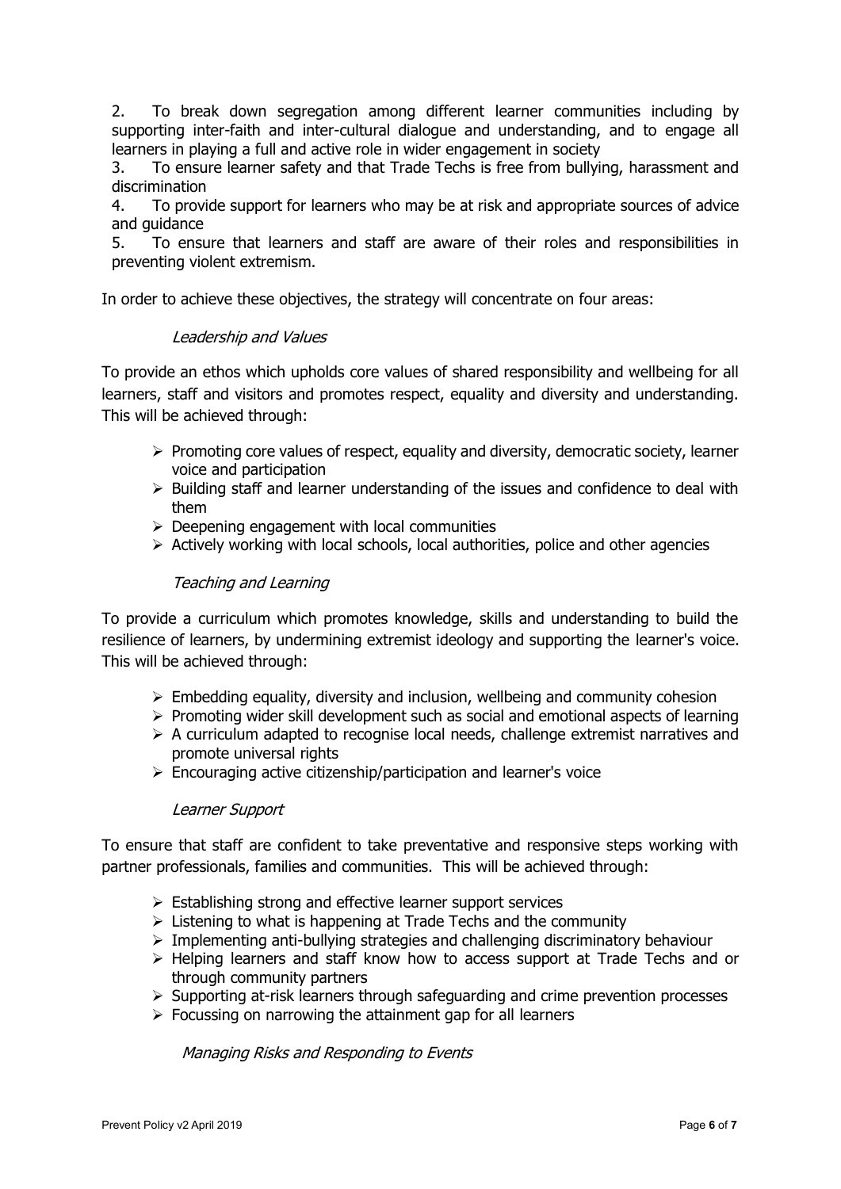2. To break down segregation among different learner communities including by supporting inter-faith and inter-cultural dialogue and understanding, and to engage all learners in playing a full and active role in wider engagement in society
3. To ensure learner safety and that Trade Techs is free from bullying, harassment and discrimination
4. To provide support for learners who may be at risk and appropriate sources of advice and guidance
5. To ensure that learners and staff are aware of their roles and responsibilities in preventing violent extremism.

In order to achieve these objectives, the strategy will concentrate on four areas:

*Leadership and Values*

To provide an ethos which upholds core values of shared responsibility and wellbeing for all learners, staff and visitors and promotes respect, equality and diversity and understanding. This will be achieved through:

- Promoting core values of respect, equality and diversity, democratic society, learner voice and participation
- Building staff and learner understanding of the issues and confidence to deal with them
- Deepening engagement with local communities
- Actively working with local schools, local authorities, police and other agencies

*Teaching and Learning*

To provide a curriculum which promotes knowledge, skills and understanding to build the resilience of learners, by undermining extremist ideology and supporting the learner's voice. This will be achieved through:

- Embedding equality, diversity and inclusion, wellbeing and community cohesion
- Promoting wider skill development such as social and emotional aspects of learning
- A curriculum adapted to recognise local needs, challenge extremist narratives and promote universal rights
- Encouraging active citizenship/participation and learner's voice

*Learner Support*

To ensure that staff are confident to take preventative and responsive steps working with partner professionals, families and communities. This will be achieved through:

- Establishing strong and effective learner support services
- Listening to what is happening at Trade Techs and the community
- Implementing anti-bullying strategies and challenging discriminatory behaviour
- Helping learners and staff know how to access support at Trade Techs and or through community partners
- Supporting at-risk learners through safeguarding and crime prevention processes
- Focussing on narrowing the attainment gap for all learners

*Managing Risks and Responding to Events*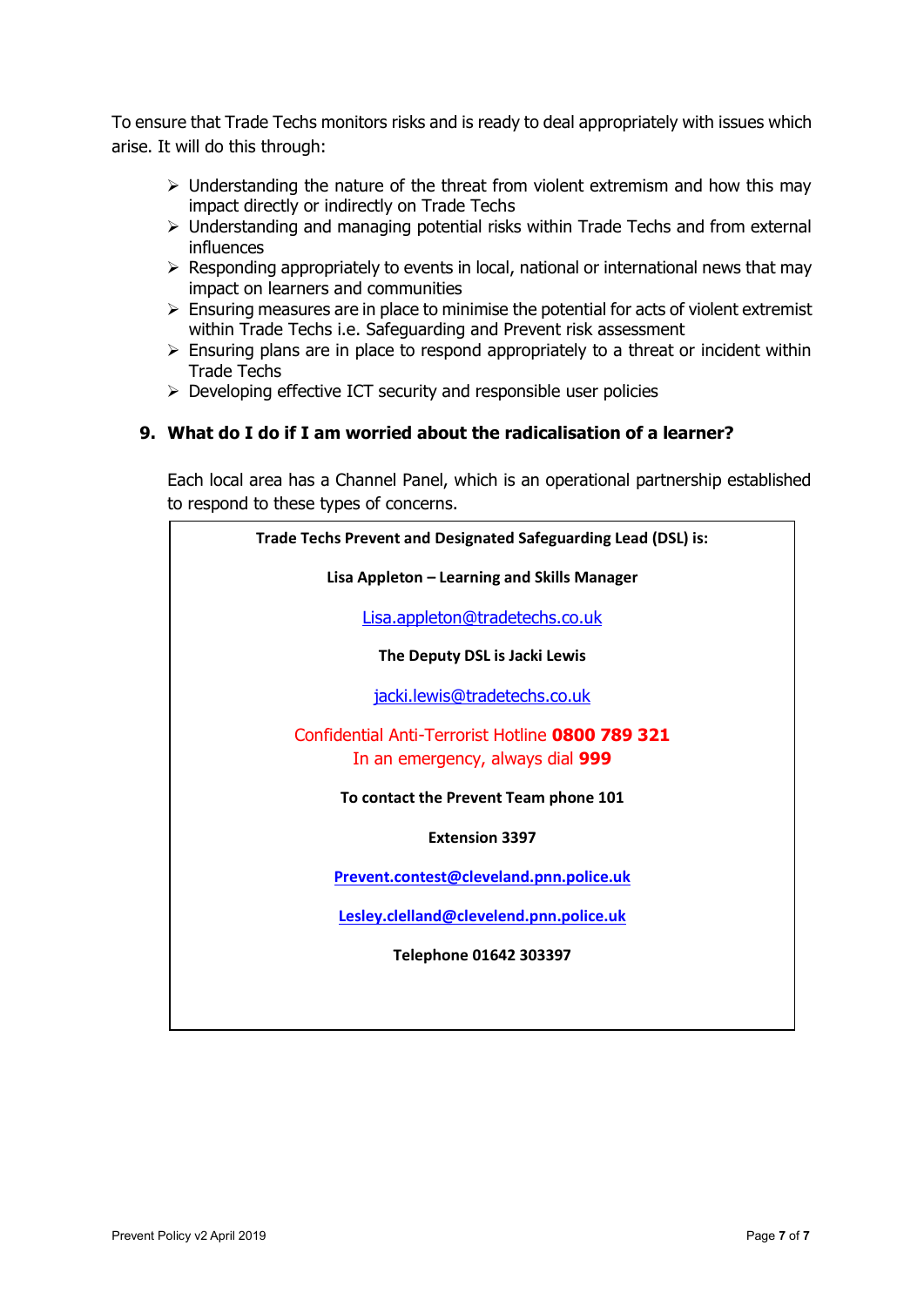To ensure that Trade Techs monitors risks and is ready to deal appropriately with issues which arise. It will do this through:

- Understanding the nature of the threat from violent extremism and how this may impact directly or indirectly on Trade Techs
- Understanding and managing potential risks within Trade Techs and from external influences
- Responding appropriately to events in local, national or international news that may impact on learners and communities
- Ensuring measures are in place to minimise the potential for acts of violent extremist within Trade Techs i.e. Safeguarding and Prevent risk assessment
- Ensuring plans are in place to respond appropriately to a threat or incident within Trade Techs
- Developing effective ICT security and responsible user policies

## 9. What do I do if I am worried about the radicalisation of a learner?

Each local area has a Channel Panel, which is an operational partnership established to respond to these types of concerns.

**Trade Techs Prevent and Designated Safeguarding Lead (DSL) is:**

**Lisa Appleton – Learning and Skills Manager**

Lisa.appleton@tradetechs.co.uk

**The Deputy DSL is Jacki Lewis**

jacki.lewis@tradetechs.co.uk

Confidential Anti-Terrorist Hotline **0800 789 321**
In an emergency, always dial **999**

**To contact the Prevent Team phone 101**

**Extension 3397**

**Prevent.contest@cleveland.pnn.police.uk**

**Lesley.clelland@clevelend.pnn.police.uk**

**Telephone 01642 303397**